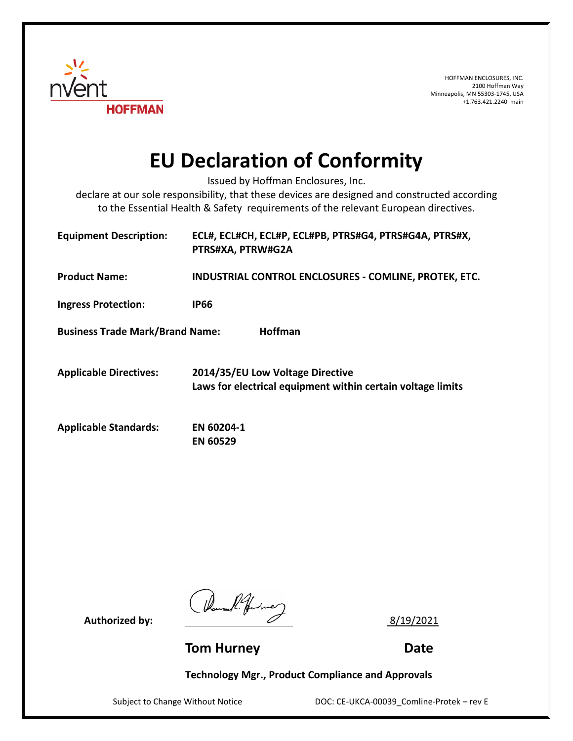nVent HOFFMAN

HOFFMAN ENCLOSURES, INC.
2100 Hoffman Way
Minneapolis, MN 55303-1745, USA
+1.763.421.2240 main

# EU Declaration of Conformity

Issued by Hoffman Enclosures, Inc.
declare at our sole responsibility, that these devices are designed and constructed according to the Essential Health & Safety requirements of the relevant European directives.

**Equipment Description:** **ECL#, ECL#CH, ECL#P, ECL#PB, PTRS#G4, PTRS#G4A, PTRS#X, PTRS#XA, PTRW#G2A**

**Product Name:** **INDUSTRIAL CONTROL ENCLOSURES - COMLINE, PROTEK, ETC.**

**Ingress Protection:** **IP66**

**Business Trade Mark/Brand Name:** **Hoffman**

**Applicable Directives:** **2014/35/EU Low Voltage Directive**
**Laws for electrical equipment within certain voltage limits**

**Applicable Standards:** **EN 60204-1**
**EN 60529**

**Authorized by:** 8/19/2021

**Tom Hurney** **Date**

**Technology Mgr., Product Compliance and Approvals**

Subject to Change Without Notice DOC: CE-UKCA-00039_Comline-Protek – rev E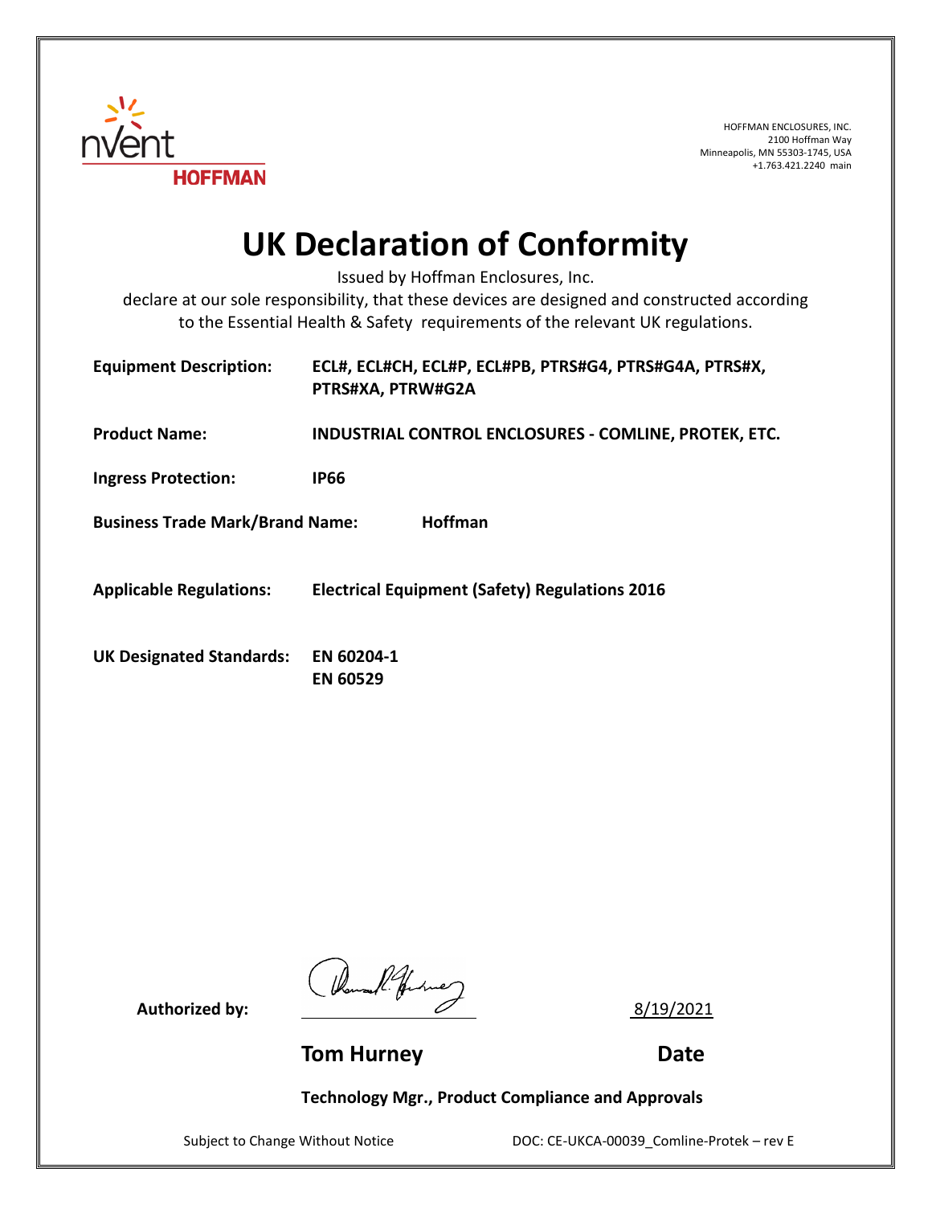HOFFMAN ENCLOSURES, INC.
2100 Hoffman Way
Minneapolis, MN 55303-1745, USA
+1.763.421.2240 main

# UK Declaration of Conformity

Issued by Hoffman Enclosures, Inc.
declare at our sole responsibility, that these devices are designed and constructed according to the Essential Health & Safety requirements of the relevant UK regulations.

**Equipment Description:** **ECL#, ECL#CH, ECL#P, ECL#PB, PTRS#G4, PTRS#G4A, PTRS#X, PTRS#XA, PTRW#G2A**

**Product Name:** **INDUSTRIAL CONTROL ENCLOSURES - COMLINE, PROTEK, ETC.**

**Ingress Protection:** **IP66**

**Business Trade Mark/Brand Name:** **Hoffman**

**Applicable Regulations:** **Electrical Equipment (Safety) Regulations 2016**

**UK Designated Standards:** **EN 60204-1**
**EN 60529**

**Authorized by:** 8/19/2021

**Tom Hurney** **Date**

**Technology Mgr., Product Compliance and Approvals**

Subject to Change Without Notice DOC: CE-UKCA-00039_Comline-Protek – rev E